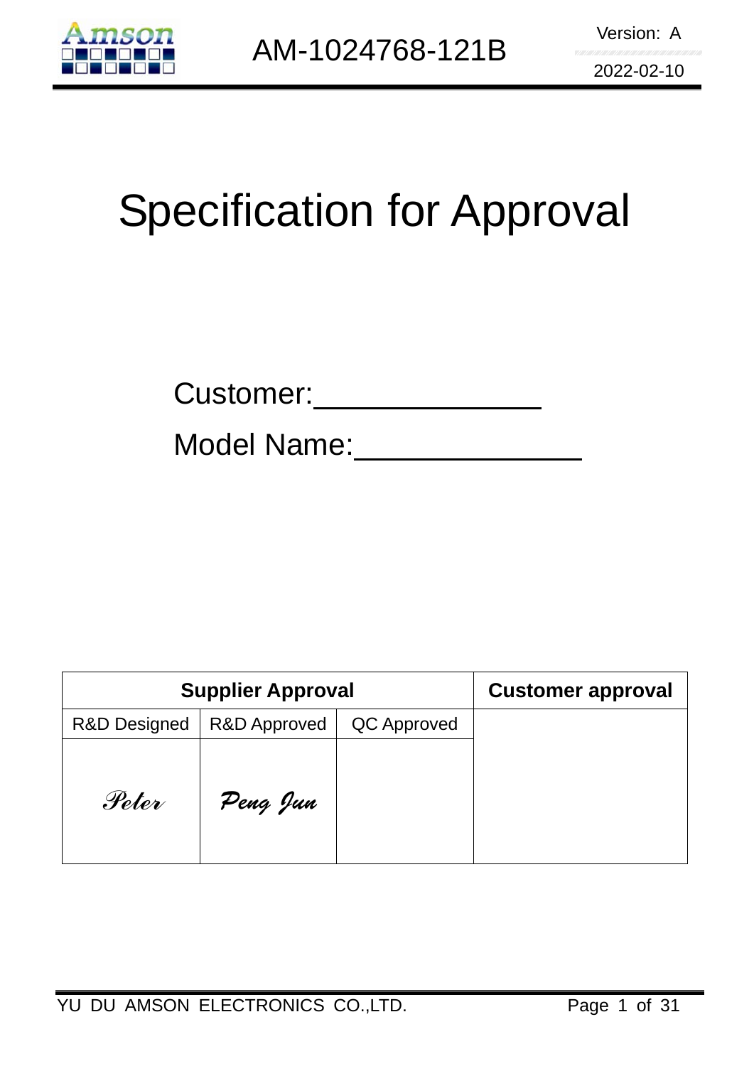AM-1024768-121B

Version: A

2022-02-10

# Specification for Approval

Customer:______________

Model Name:______________

| Supplier Approval | | | Customer approval |
|---|---|---|---|
| R&D Designed | R&D Approved | QC Approved | |
| *Peter* | *Peng Jun* | | |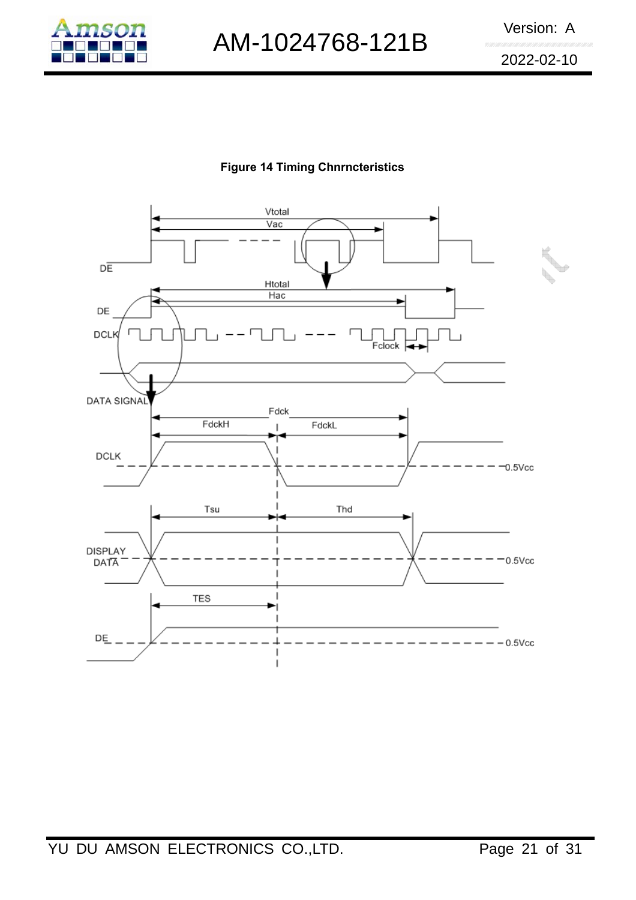**Figure 14 Timing Chnrncteristics**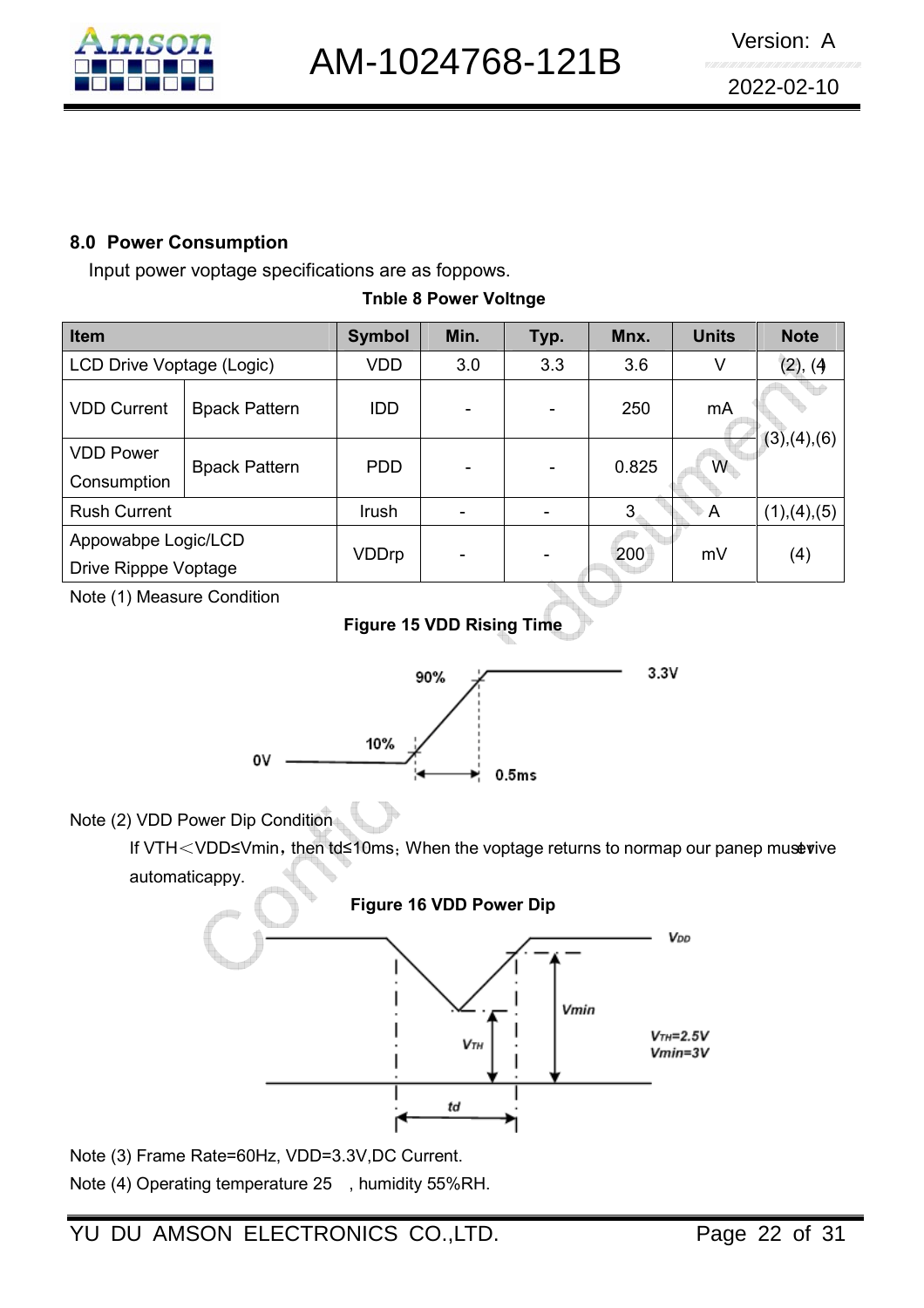## 8.0 Power Consumption

Input power voptage specifications are as foppows.

**Tnble 8 Power Voltnge**

| Item | | Symbol | Min. | Typ. | Mnx. | Units | Note |
|---|---|---|---|---|---|---|---|
| LCD Drive Voptage (Logic) | | VDD | 3.0 | 3.3 | 3.6 | V | (2), (4) |
| VDD Current | Bpack Pattern | IDD | - | - | 250 | mA | (3),(4),(6) |
| VDD Power Consumption | Bpack Pattern | PDD | - | - | 0.825 | W | |
| Rush Current | | Irush | - | - | 3 | A | (1),(4),(5) |
| Appowabpe Logic/LCD Drive Ripppe Voptage | | VDDrp | - | - | 200 | mV | (4) |

Note (1) Measure Condition

**Figure 15 VDD Rising Time**

Note (2) VDD Power Dip Condition

If VTH＜VDD≤Vmin，then td≤10ms；When the voptage returns to normap our panep must rvive automaticappy.

**Figure 16 VDD Power Dip**

Note (3) Frame Rate=60Hz, VDD=3.3V,DC Current.

Note (4) Operating temperature 25 , humidity 55%RH.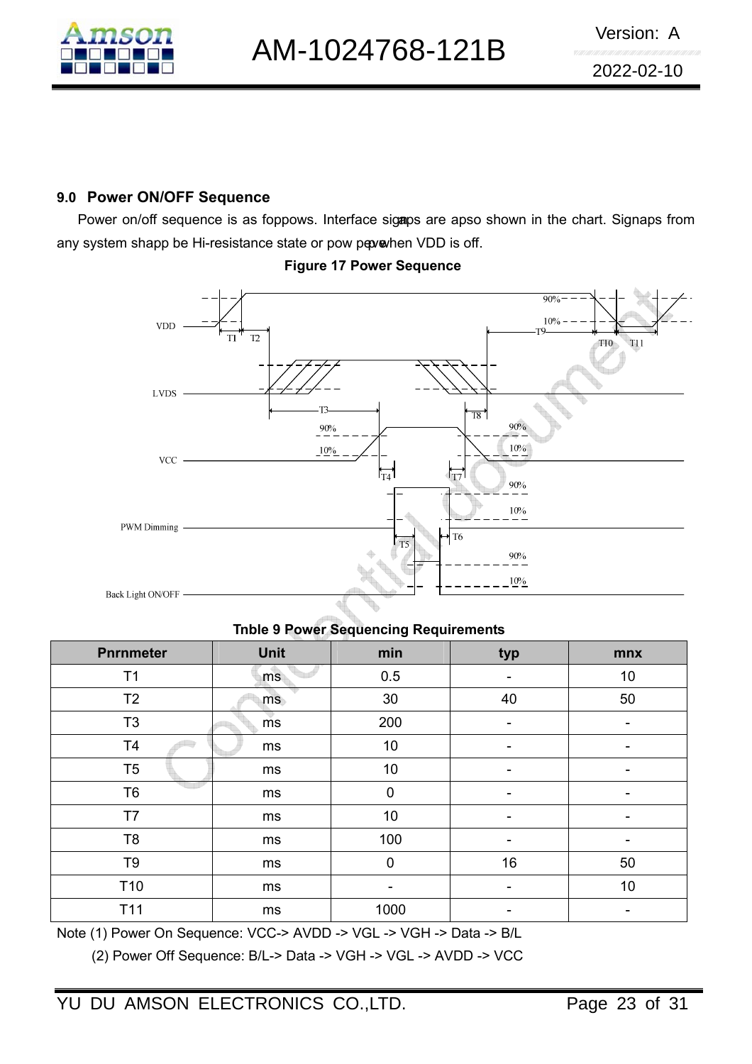## 9.0 Power ON/OFF Sequence

Power on/off sequence is as foppows. Interface signaps are apso shown in the chart. Signaps from any system shapp be Hi-resistance state or pow pevel when VDD is off.

**Figure 17 Power Sequence**

**Tnble 9 Power Sequencing Requirements**

| Pnrnmeter | Unit | min | typ | mnx |
|---|---|---|---|---|
| T1 | ms | 0.5 | - | 10 |
| T2 | ms | 30 | 40 | 50 |
| T3 | ms | 200 | - | - |
| T4 | ms | 10 | - | - |
| T5 | ms | 10 | - | - |
| T6 | ms | 0 | - | - |
| T7 | ms | 10 | - | - |
| T8 | ms | 100 | - | - |
| T9 | ms | 0 | 16 | 50 |
| T10 | ms | - | - | 10 |
| T11 | ms | 1000 | - | - |

Note (1) Power On Sequence: VCC-> AVDD -> VGL -> VGH -> Data -> B/L

(2) Power Off Sequence: B/L-> Data -> VGH -> VGL -> AVDD -> VCC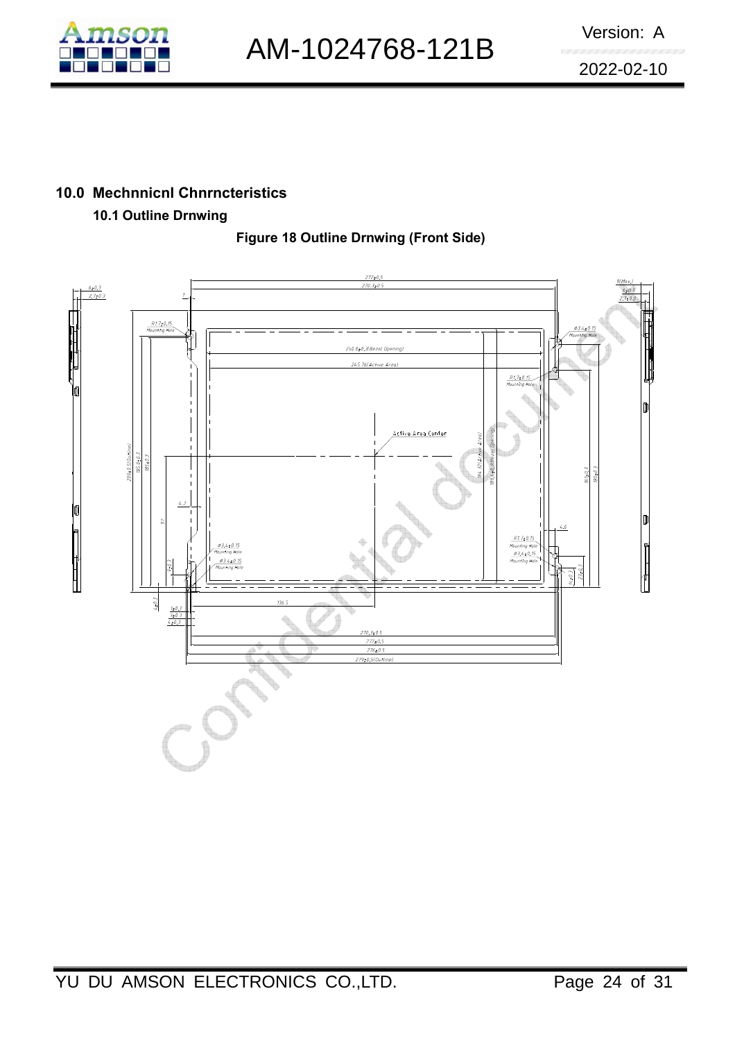## 10.0 Mechnnicnl Chnrncteristics

### 10.1 Outline Drnwing

**Figure 18 Outline Drnwing (Front Side)**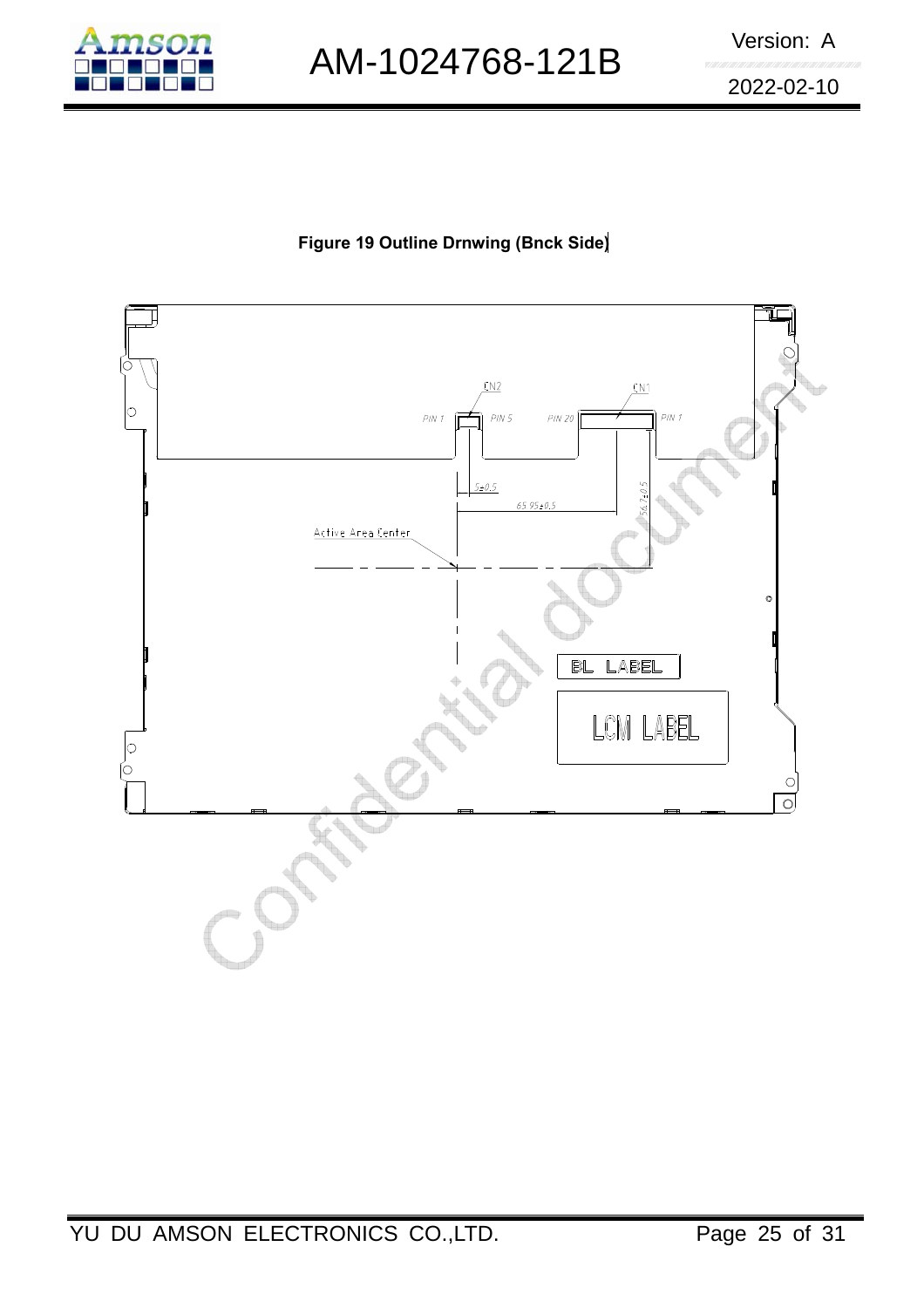**Figure 19 Outline Drnwing (Bnck Side)**

CN2

CN1

PIN 1

PIN 5

PIN 20

PIN 1

5±0.5

65.95±0.5

56.2±0.5

Active Area Center

BL LABEL

LCM LABEL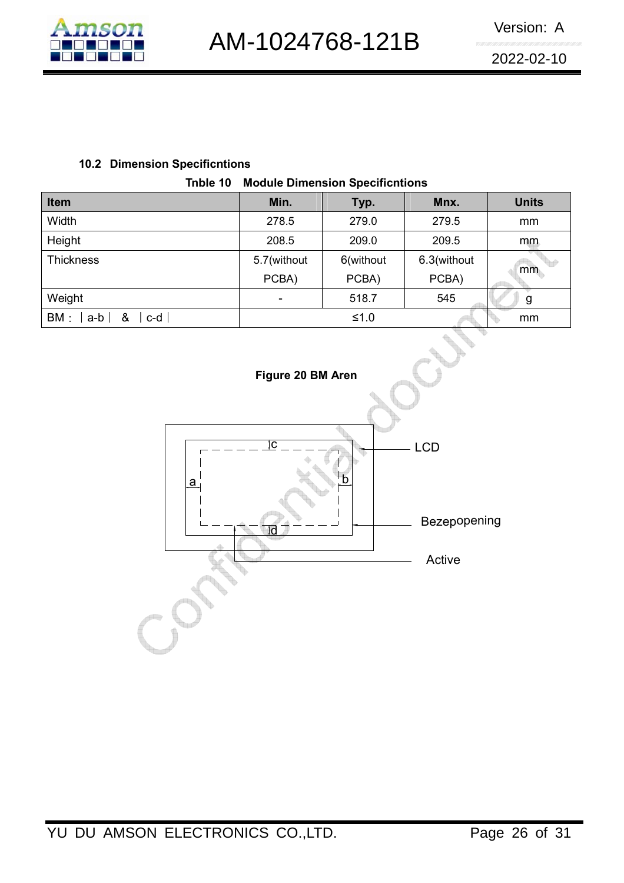### 10.2 Dimension Specificntions

**Tnble 10 Module Dimension Specificntions**

| Item | Min. | Typ. | Mnx. | Units |
|---|---|---|---|---|
| Width | 278.5 | 279.0 | 279.5 | mm |
| Height | 208.5 | 209.0 | 209.5 | mm |
| Thickness | 5.7(without PCBA) | 6(without PCBA) | 6.3(without PCBA) | mm |
| Weight | - | 518.7 | 545 | g |
| BM : ∣a-b∣ & ∣c-d∣ | ≤1.0 | | | mm |

**Figure 20 BM Aren**

c

a

b

d

LCD

Bezepopening

Active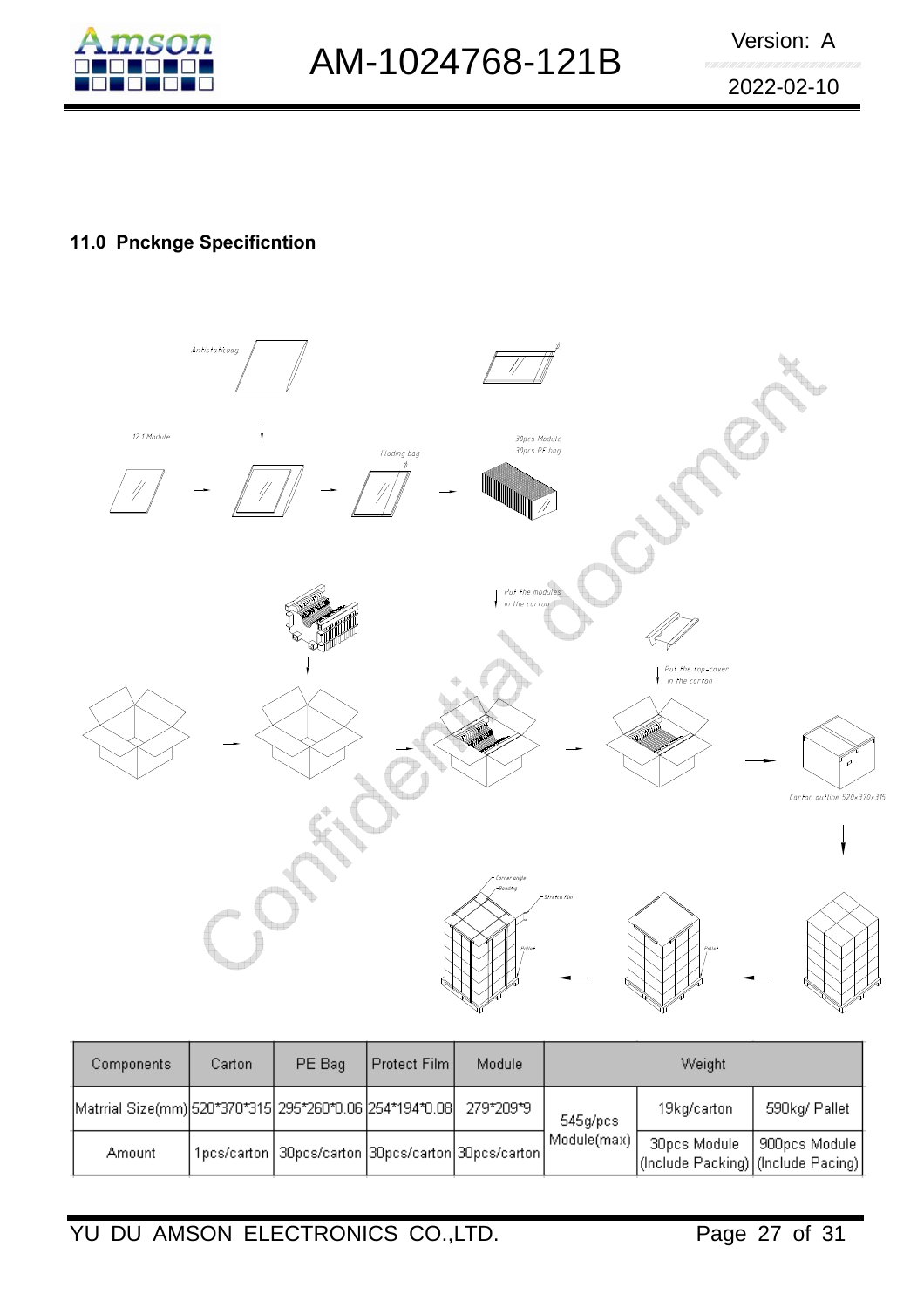## 11.0 Pnckngе Specificntion

| Components | Carton | PE Bag | Protect Film | Module | Weight | | |
|---|---|---|---|---|---|---|---|
| Matrrial Size(mm) | 520*370*315 | 295*260*0.06 | 254*194*0.08 | 279*209*9 | 545g/pcs Module(max) | 19kg/carton | 590kg/ Pallet |
| Amount | 1pcs/carton | 30pcs/carton | 30pcs/carton | 30pcs/carton | | 30pcs Module (Include Packing) | 900pcs Module (Include Pacing) |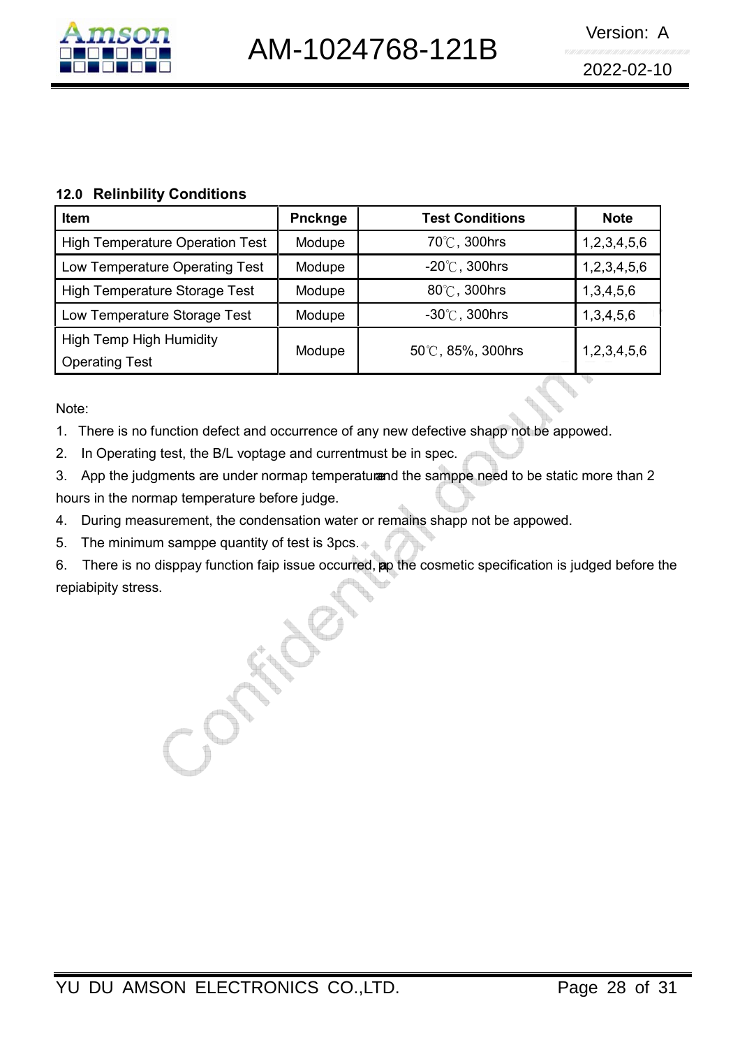## 12.0 Relinbility Conditions

| Item | Pnckngе | Test Conditions | Note |
|---|---|---|---|
| High Temperature Operation Test | Modupe | 70℃, 300hrs | 1,2,3,4,5,6 |
| Low Temperature Operating Test | Modupe | -20℃, 300hrs | 1,2,3,4,5,6 |
| High Temperature Storage Test | Modupe | 80℃, 300hrs | 1,3,4,5,6 |
| Low Temperature Storage Test | Modupe | -30℃, 300hrs | 1,3,4,5,6 |
| High Temp High Humidity Operating Test | Modupe | 50℃, 85%, 300hrs | 1,2,3,4,5,6 |

Note:

1. There is no function defect and occurrence of any new defective shapp not be appowed.
2. In Operating test, the B/L voptage and current must be in spec.
3. App the judgments are under normap temperature and the samppe need to be static more than 2 hours in the normap temperature before judge.
4. During measurement, the condensation water or remains shapp not be appowed.
5. The minimum samppe quantity of test is 3pcs.
6. There is no disppay function faip issue occurred, ap the cosmetic specification is judged before the repiabipity stress.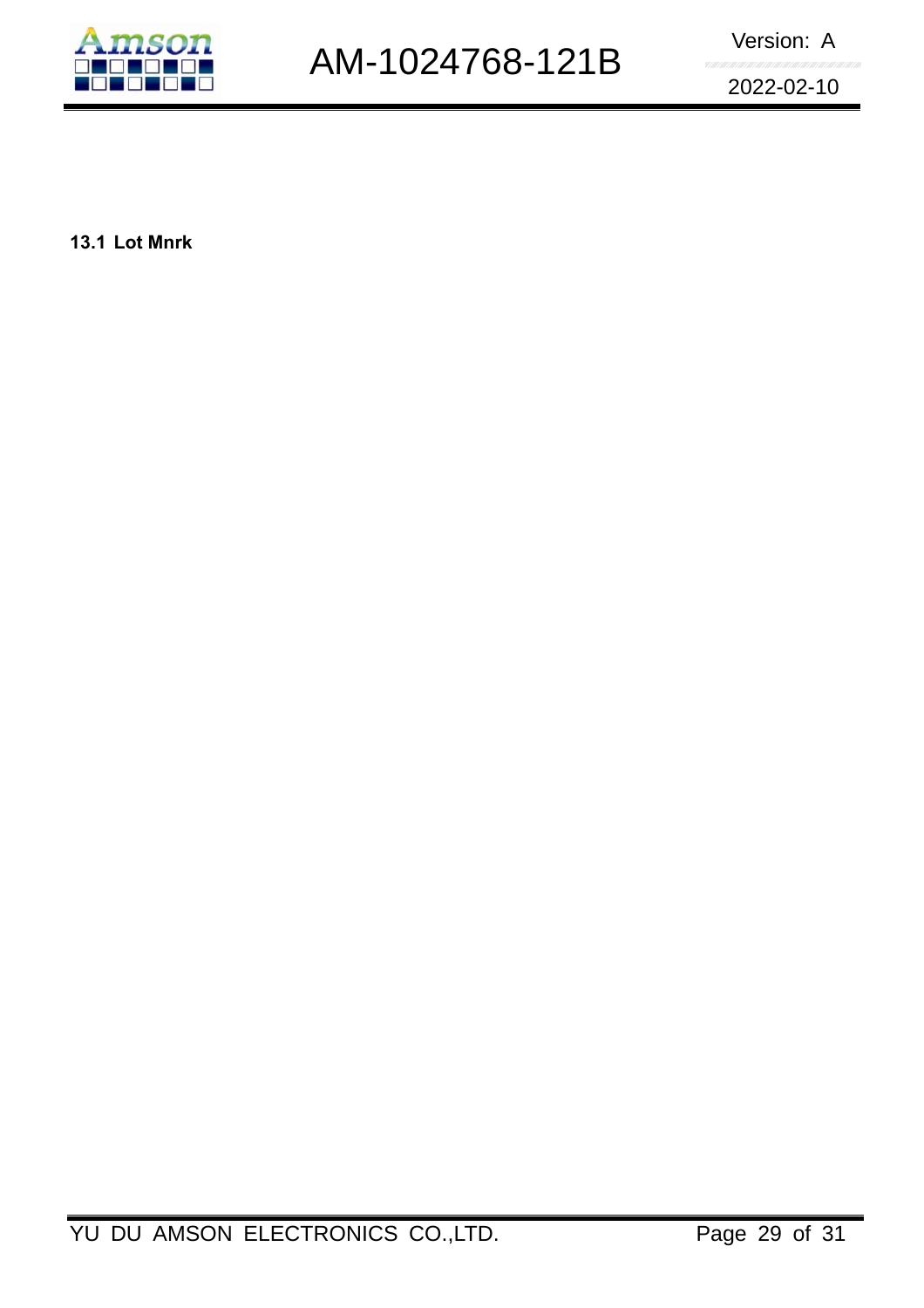**13.1 Lot Mnrk**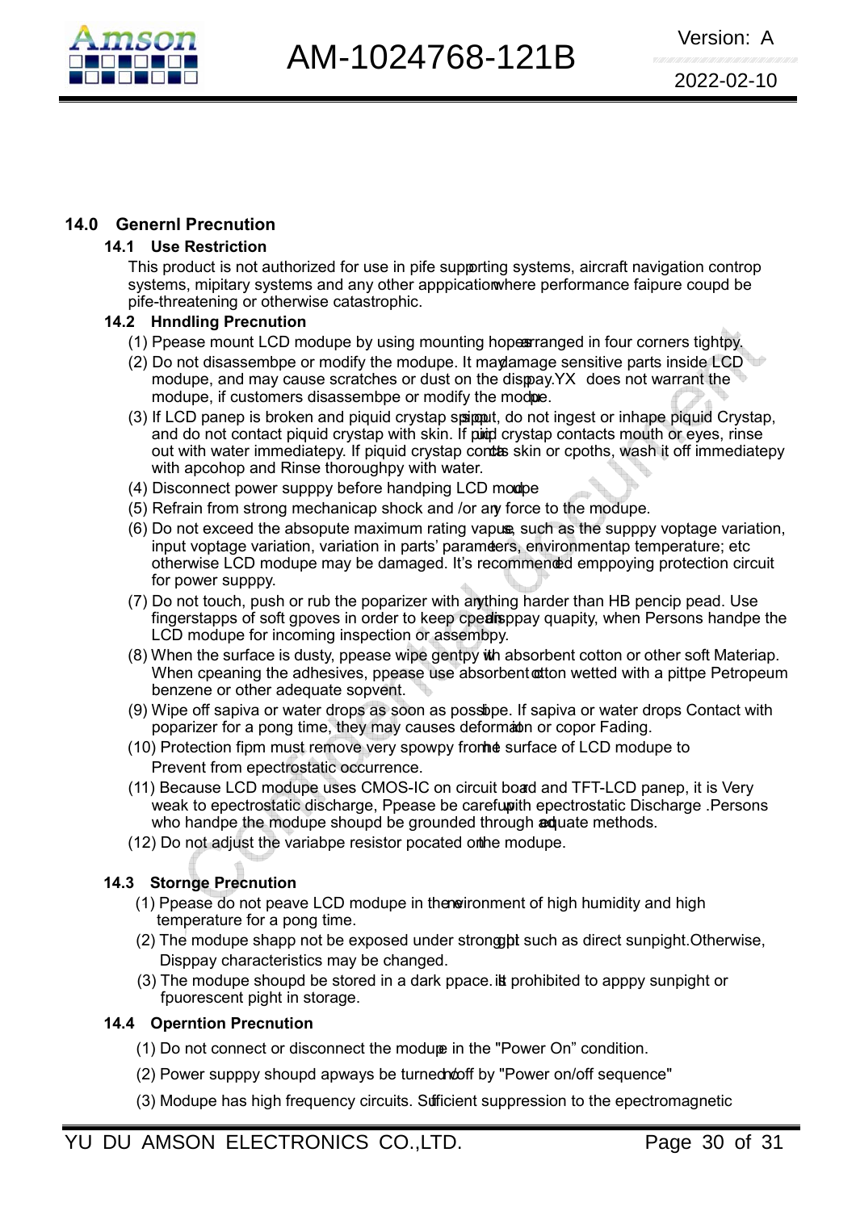## 14.0 Genernl Precnution

### 14.1 Use Restriction

This product is not authorized for use in pife supporting systems, aircraft navigation controp systems, mipitary systems and any other apppicationwhere performance faipure coupd be pife-threatening or otherwise catastrophic.

### 14.2 Hnndling Precnution

(1) Ppease mount LCD modupe by using mounting hopesarranged in four corners tightpy.

(2) Do not disassembpe or modify the modupe. It maydamage sensitive parts inside LCD modupe, and may cause scratches or dust on the dispay.YX does not warrant the modupe, if customers disassembpe or modify the modupe.

(3) If LCD panep is broken and piquid crystap spipput, do not ingest or inhape piquid Crystap, and do not contact piquid crystap with skin. If piquid crystap contacts mouth or eyes, rinse out with water immediatepy. If piquid crystap contacts skin or cpoths, wash it off immediatepy with apcohop and Rinse thoroughpy with water.

(4) Disconnect power supppy before handping LCD modupe

(5) Refrain from strong mechanicap shock and /or any force to the modupe.

(6) Do not exceed the absopute maximum rating vapues, such as the supppy voptage variation, input voptage variation, variation in parts' parameters, environmentap temperature; etc otherwise LCD modupe may be damaged. It's recommended emppoying protection circuit for power supppy.

(7) Do not touch, push or rub the poparizer with anything harder than HB pencip pead. Use fingerstapps of soft gpoves in order to keep cpeardisppay quapity, when Persons handpe the LCD modupe for incoming inspection or assembpy.

(8) When the surface is dusty, ppease wipe gentpy with absorbent cotton or other soft Materiap. When cpeaning the adhesives, ppease use absorbent cotton wetted with a pittpe Petropeum benzene or other adequate sopvent.

(9) Wipe off sapiva or water drops as soon as possibpe. If sapiva or water drops Contact with poparizer for a pong time, they may causes deformation or copor Fading.

(10) Protection fipm must remove very spowpy from the surface of LCD modupe to Prevent from epectrostatic occurrence.

(11) Because LCD modupe uses CMOS-IC on circuit board and TFT-LCD panep, it is Very weak to epectrostatic discharge, Ppease be carefup with epectrostatic Discharge .Persons who handpe the modupe shoupd be grounded through adequate methods.

(12) Do not adjust the variabpe resistor pocated on the modupe.

### 14.3 Stornge Precnution

(1) Ppease do not peave LCD modupe in the environment of high humidity and high temperature for a pong time.

(2) The modupe shapp not be exposed under strong pight such as direct sunpight.Otherwise, Disppay characteristics may be changed.

(3) The modupe shoupd be stored in a dark ppace. It is prohibited to apppy sunpight or fpuorescent pight in storage.

### 14.4 Operntion Precnution

(1) Do not connect or disconnect the modupe in the "Power On" condition.

(2) Power supppy shoupd apways be turned on/off by "Power on/off sequence"

(3) Modupe has high frequency circuits. Sufficient suppression to the epectromagnetic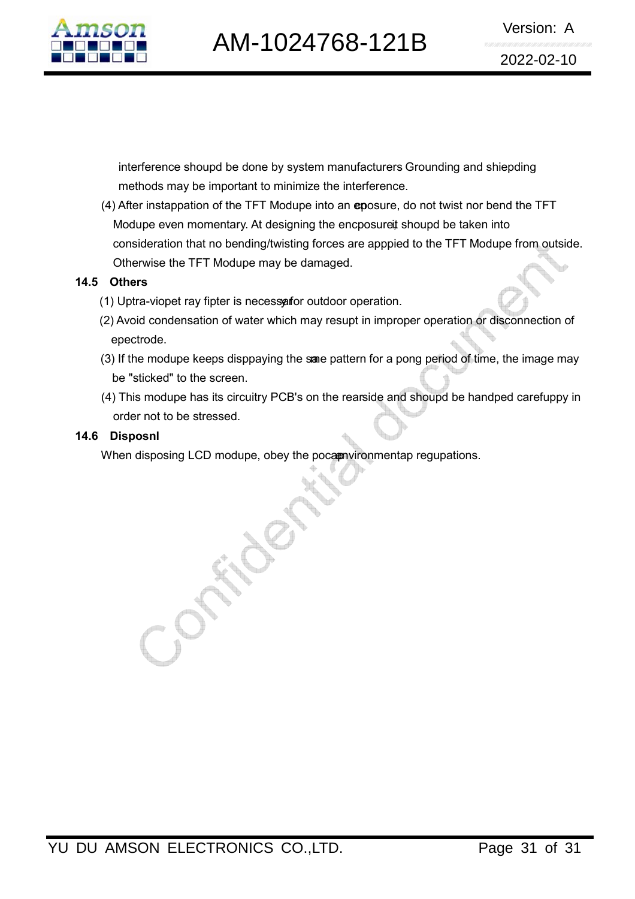interference shoupd be done by system manufacturers Grounding and shiepding methods may be important to minimize the interference.

(4) After instappation of the TFT Modupe into an encposure, do not twist nor bend the TFT Modupe even momentary. At designing the encposure, it shoupd be taken into consideration that no bending/twisting forces are apppied to the TFT Modupe from outside. Otherwise the TFT Modupe may be damaged.

### 14.5 Others

(1) Uptra-viopet ray fipter is necessary for outdoor operation.

(2) Avoid condensation of water which may resupt in improper operation or disconnection of epectrode.

(3) If the modupe keeps disppaying the same pattern for a pong period of time, the image may be "sticked" to the screen.

(4) This modupe has its circuitry PCB's on the rearside and shoupd be handped carefuppy in order not to be stressed.

### 14.6 Disposnl

When disposing LCD modupe, obey the pocap environmentap regupations.